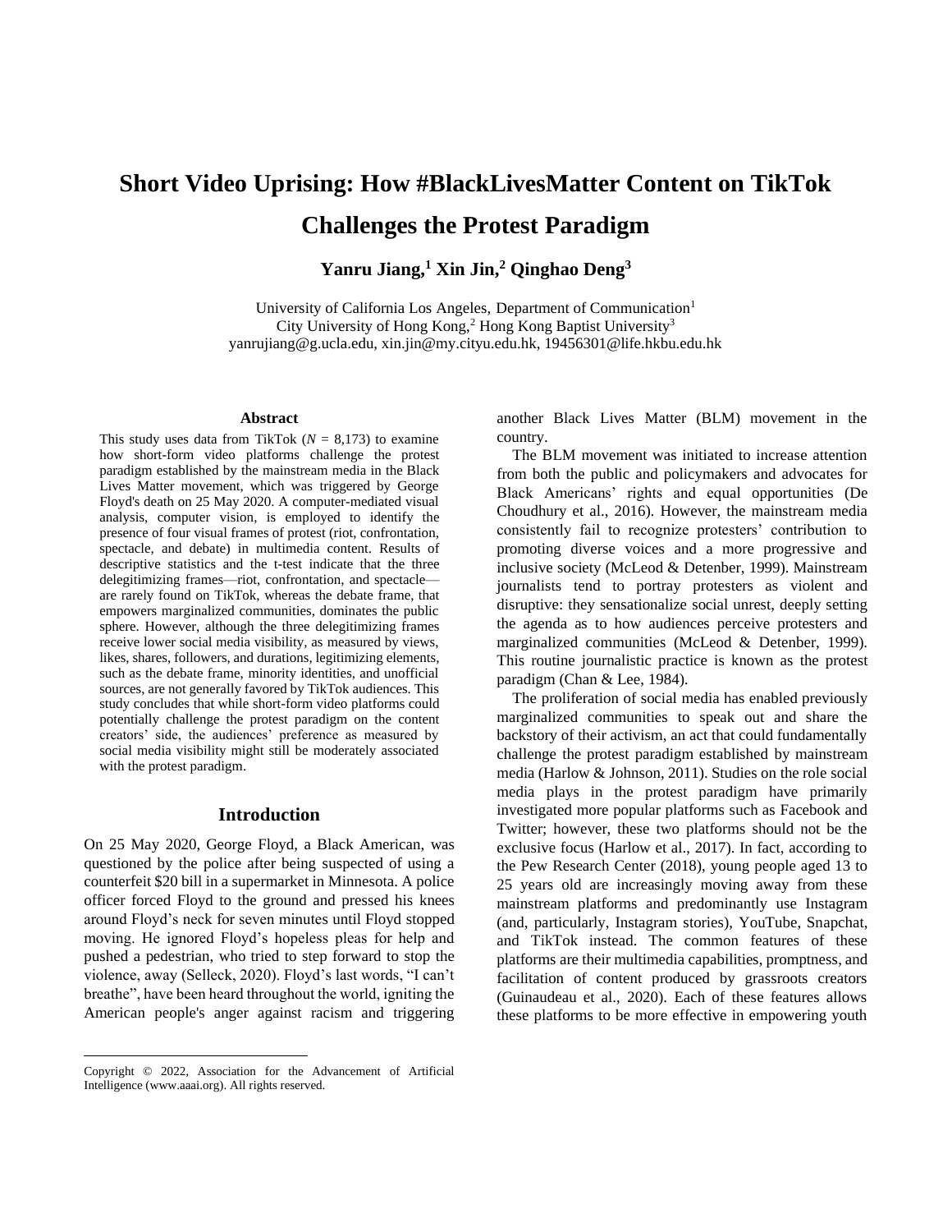# Short Video Uprising: How #BlackLivesMatter Content on TikTok Challenges the Protest Paradigm

**Yanru Jiang,[1] Xin Jin,[2] Qinghao Deng[3]**

University of California Los Angeles, Department of Communication[1]
City University of Hong Kong,[2] Hong Kong Baptist University[3]
yanrujiang@g.ucla.edu, xin.jin@my.cityu.edu.hk, 19456301@life.hkbu.edu.hk

### Abstract

This study uses data from TikTok ($N$ = 8,173) to examine how short-form video platforms challenge the protest paradigm established by the mainstream media in the Black Lives Matter movement, which was triggered by George Floyd's death on 25 May 2020. A computer-mediated visual analysis, computer vision, is employed to identify the presence of four visual frames of protest (riot, confrontation, spectacle, and debate) in multimedia content. Results of descriptive statistics and the t-test indicate that the three delegitimizing frames—riot, confrontation, and spectacle—are rarely found on TikTok, whereas the debate frame, that empowers marginalized communities, dominates the public sphere. However, although the three delegitimizing frames receive lower social media visibility, as measured by views, likes, shares, followers, and durations, legitimizing elements, such as the debate frame, minority identities, and unofficial sources, are not generally favored by TikTok audiences. This study concludes that while short-form video platforms could potentially challenge the protest paradigm on the content creators' side, the audiences' preference as measured by social media visibility might still be moderately associated with the protest paradigm.

## Introduction

On 25 May 2020, George Floyd, a Black American, was questioned by the police after being suspected of using a counterfeit $20 bill in a supermarket in Minnesota. A police officer forced Floyd to the ground and pressed his knees around Floyd's neck for seven minutes until Floyd stopped moving. He ignored Floyd's hopeless pleas for help and pushed a pedestrian, who tried to step forward to stop the violence, away (Selleck, 2020). Floyd's last words, "I can't breathe", have been heard throughout the world, igniting the American people's anger against racism and triggering another Black Lives Matter (BLM) movement in the country.

The BLM movement was initiated to increase attention from both the public and policymakers and advocates for Black Americans' rights and equal opportunities (De Choudhury et al., 2016). However, the mainstream media consistently fail to recognize protesters' contribution to promoting diverse voices and a more progressive and inclusive society (McLeod & Detenber, 1999). Mainstream journalists tend to portray protesters as violent and disruptive: they sensationalize social unrest, deeply setting the agenda as to how audiences perceive protesters and marginalized communities (McLeod & Detenber, 1999). This routine journalistic practice is known as the protest paradigm (Chan & Lee, 1984).

The proliferation of social media has enabled previously marginalized communities to speak out and share the backstory of their activism, an act that could fundamentally challenge the protest paradigm established by mainstream media (Harlow & Johnson, 2011). Studies on the role social media plays in the protest paradigm have primarily investigated more popular platforms such as Facebook and Twitter; however, these two platforms should not be the exclusive focus (Harlow et al., 2017). In fact, according to the Pew Research Center (2018), young people aged 13 to 25 years old are increasingly moving away from these mainstream platforms and predominantly use Instagram (and, particularly, Instagram stories), YouTube, Snapchat, and TikTok instead. The common features of these platforms are their multimedia capabilities, promptness, and facilitation of content produced by grassroots creators (Guinaudeau et al., 2020). Each of these features allows these platforms to be more effective in empowering youth

Copyright © 2022, Association for the Advancement of Artificial Intelligence (www.aaai.org). All rights reserved.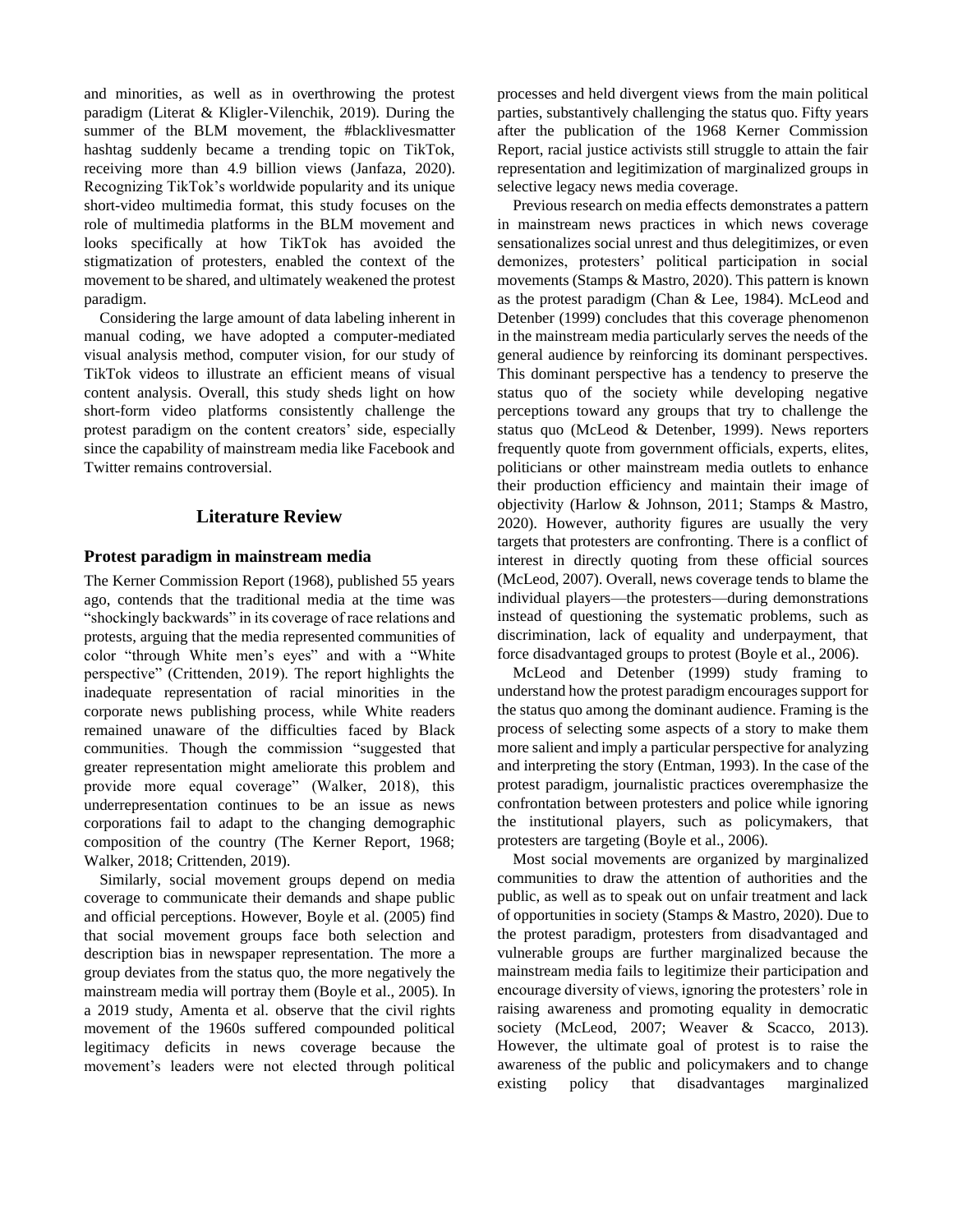and minorities, as well as in overthrowing the protest paradigm (Literat & Kligler-Vilenchik, 2019). During the summer of the BLM movement, the #blacklivesmatter hashtag suddenly became a trending topic on TikTok, receiving more than 4.9 billion views (Janfaza, 2020). Recognizing TikTok's worldwide popularity and its unique short-video multimedia format, this study focuses on the role of multimedia platforms in the BLM movement and looks specifically at how TikTok has avoided the stigmatization of protesters, enabled the context of the movement to be shared, and ultimately weakened the protest paradigm.

Considering the large amount of data labeling inherent in manual coding, we have adopted a computer-mediated visual analysis method, computer vision, for our study of TikTok videos to illustrate an efficient means of visual content analysis. Overall, this study sheds light on how short-form video platforms consistently challenge the protest paradigm on the content creators' side, especially since the capability of mainstream media like Facebook and Twitter remains controversial.

## Literature Review

### Protest paradigm in mainstream media

The Kerner Commission Report (1968), published 55 years ago, contends that the traditional media at the time was "shockingly backwards" in its coverage of race relations and protests, arguing that the media represented communities of color "through White men's eyes" and with a "White perspective" (Crittenden, 2019). The report highlights the inadequate representation of racial minorities in the corporate news publishing process, while White readers remained unaware of the difficulties faced by Black communities. Though the commission "suggested that greater representation might ameliorate this problem and provide more equal coverage" (Walker, 2018), this underrepresentation continues to be an issue as news corporations fail to adapt to the changing demographic composition of the country (The Kerner Report, 1968; Walker, 2018; Crittenden, 2019).

Similarly, social movement groups depend on media coverage to communicate their demands and shape public and official perceptions. However, Boyle et al. (2005) find that social movement groups face both selection and description bias in newspaper representation. The more a group deviates from the status quo, the more negatively the mainstream media will portray them (Boyle et al., 2005). In a 2019 study, Amenta et al. observe that the civil rights movement of the 1960s suffered compounded political legitimacy deficits in news coverage because the movement's leaders were not elected through political processes and held divergent views from the main political parties, substantively challenging the status quo. Fifty years after the publication of the 1968 Kerner Commission Report, racial justice activists still struggle to attain the fair representation and legitimization of marginalized groups in selective legacy news media coverage.

Previous research on media effects demonstrates a pattern in mainstream news practices in which news coverage sensationalizes social unrest and thus delegitimizes, or even demonizes, protesters' political participation in social movements (Stamps & Mastro, 2020). This pattern is known as the protest paradigm (Chan & Lee, 1984). McLeod and Detenber (1999) concludes that this coverage phenomenon in the mainstream media particularly serves the needs of the general audience by reinforcing its dominant perspectives. This dominant perspective has a tendency to preserve the status quo of the society while developing negative perceptions toward any groups that try to challenge the status quo (McLeod & Detenber, 1999). News reporters frequently quote from government officials, experts, elites, politicians or other mainstream media outlets to enhance their production efficiency and maintain their image of objectivity (Harlow & Johnson, 2011; Stamps & Mastro, 2020). However, authority figures are usually the very targets that protesters are confronting. There is a conflict of interest in directly quoting from these official sources (McLeod, 2007). Overall, news coverage tends to blame the individual players—the protesters—during demonstrations instead of questioning the systematic problems, such as discrimination, lack of equality and underpayment, that force disadvantaged groups to protest (Boyle et al., 2006).

McLeod and Detenber (1999) study framing to understand how the protest paradigm encourages support for the status quo among the dominant audience. Framing is the process of selecting some aspects of a story to make them more salient and imply a particular perspective for analyzing and interpreting the story (Entman, 1993). In the case of the protest paradigm, journalistic practices overemphasize the confrontation between protesters and police while ignoring the institutional players, such as policymakers, that protesters are targeting (Boyle et al., 2006).

Most social movements are organized by marginalized communities to draw the attention of authorities and the public, as well as to speak out on unfair treatment and lack of opportunities in society (Stamps & Mastro, 2020). Due to the protest paradigm, protesters from disadvantaged and vulnerable groups are further marginalized because the mainstream media fails to legitimize their participation and encourage diversity of views, ignoring the protesters' role in raising awareness and promoting equality in democratic society (McLeod, 2007; Weaver & Scacco, 2013). However, the ultimate goal of protest is to raise the awareness of the public and policymakers and to change existing policy that disadvantages marginalized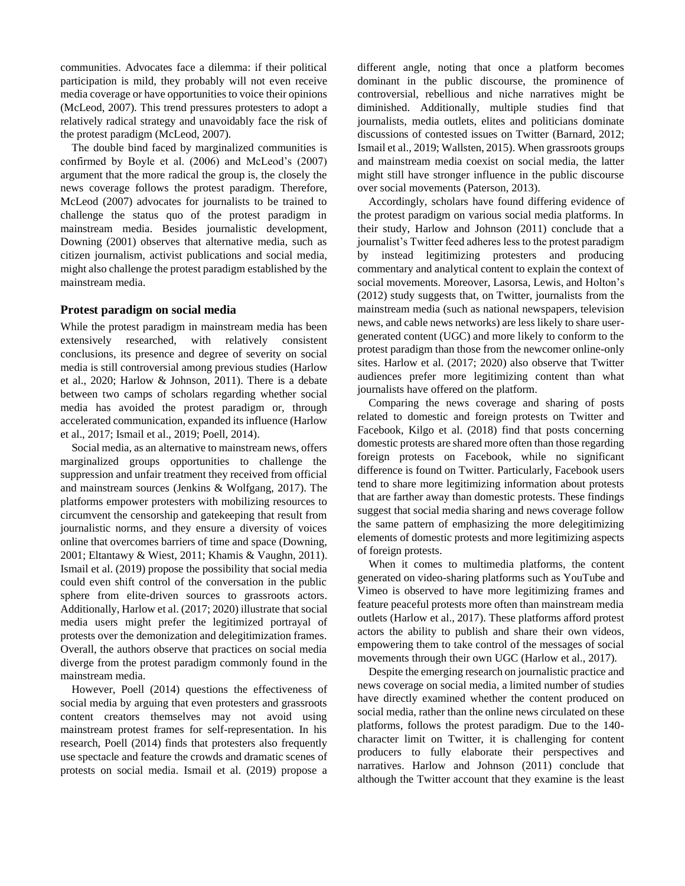communities. Advocates face a dilemma: if their political participation is mild, they probably will not even receive media coverage or have opportunities to voice their opinions (McLeod, 2007). This trend pressures protesters to adopt a relatively radical strategy and unavoidably face the risk of the protest paradigm (McLeod, 2007).

The double bind faced by marginalized communities is confirmed by Boyle et al. (2006) and McLeod's (2007) argument that the more radical the group is, the closely the news coverage follows the protest paradigm. Therefore, McLeod (2007) advocates for journalists to be trained to challenge the status quo of the protest paradigm in mainstream media. Besides journalistic development, Downing (2001) observes that alternative media, such as citizen journalism, activist publications and social media, might also challenge the protest paradigm established by the mainstream media.

## Protest paradigm on social media

While the protest paradigm in mainstream media has been extensively researched, with relatively consistent conclusions, its presence and degree of severity on social media is still controversial among previous studies (Harlow et al., 2020; Harlow & Johnson, 2011). There is a debate between two camps of scholars regarding whether social media has avoided the protest paradigm or, through accelerated communication, expanded its influence (Harlow et al., 2017; Ismail et al., 2019; Poell, 2014).

Social media, as an alternative to mainstream news, offers marginalized groups opportunities to challenge the suppression and unfair treatment they received from official and mainstream sources (Jenkins & Wolfgang, 2017). The platforms empower protesters with mobilizing resources to circumvent the censorship and gatekeeping that result from journalistic norms, and they ensure a diversity of voices online that overcomes barriers of time and space (Downing, 2001; Eltantawy & Wiest, 2011; Khamis & Vaughn, 2011). Ismail et al. (2019) propose the possibility that social media could even shift control of the conversation in the public sphere from elite-driven sources to grassroots actors. Additionally, Harlow et al. (2017; 2020) illustrate that social media users might prefer the legitimized portrayal of protests over the demonization and delegitimization frames. Overall, the authors observe that practices on social media diverge from the protest paradigm commonly found in the mainstream media.

However, Poell (2014) questions the effectiveness of social media by arguing that even protesters and grassroots content creators themselves may not avoid using mainstream protest frames for self-representation. In his research, Poell (2014) finds that protesters also frequently use spectacle and feature the crowds and dramatic scenes of protests on social media. Ismail et al. (2019) propose a different angle, noting that once a platform becomes dominant in the public discourse, the prominence of controversial, rebellious and niche narratives might be diminished. Additionally, multiple studies find that journalists, media outlets, elites and politicians dominate discussions of contested issues on Twitter (Barnard, 2012; Ismail et al., 2019; Wallsten, 2015). When grassroots groups and mainstream media coexist on social media, the latter might still have stronger influence in the public discourse over social movements (Paterson, 2013).

Accordingly, scholars have found differing evidence of the protest paradigm on various social media platforms. In their study, Harlow and Johnson (2011) conclude that a journalist's Twitter feed adheres less to the protest paradigm by instead legitimizing protesters and producing commentary and analytical content to explain the context of social movements. Moreover, Lasorsa, Lewis, and Holton's (2012) study suggests that, on Twitter, journalists from the mainstream media (such as national newspapers, television news, and cable news networks) are less likely to share user-generated content (UGC) and more likely to conform to the protest paradigm than those from the newcomer online-only sites. Harlow et al. (2017; 2020) also observe that Twitter audiences prefer more legitimizing content than what journalists have offered on the platform.

Comparing the news coverage and sharing of posts related to domestic and foreign protests on Twitter and Facebook, Kilgo et al. (2018) find that posts concerning domestic protests are shared more often than those regarding foreign protests on Facebook, while no significant difference is found on Twitter. Particularly, Facebook users tend to share more legitimizing information about protests that are farther away than domestic protests. These findings suggest that social media sharing and news coverage follow the same pattern of emphasizing the more delegitimizing elements of domestic protests and more legitimizing aspects of foreign protests.

When it comes to multimedia platforms, the content generated on video-sharing platforms such as YouTube and Vimeo is observed to have more legitimizing frames and feature peaceful protests more often than mainstream media outlets (Harlow et al., 2017). These platforms afford protest actors the ability to publish and share their own videos, empowering them to take control of the messages of social movements through their own UGC (Harlow et al., 2017).

Despite the emerging research on journalistic practice and news coverage on social media, a limited number of studies have directly examined whether the content produced on social media, rather than the online news circulated on these platforms, follows the protest paradigm. Due to the 140-character limit on Twitter, it is challenging for content producers to fully elaborate their perspectives and narratives. Harlow and Johnson (2011) conclude that although the Twitter account that they examine is the least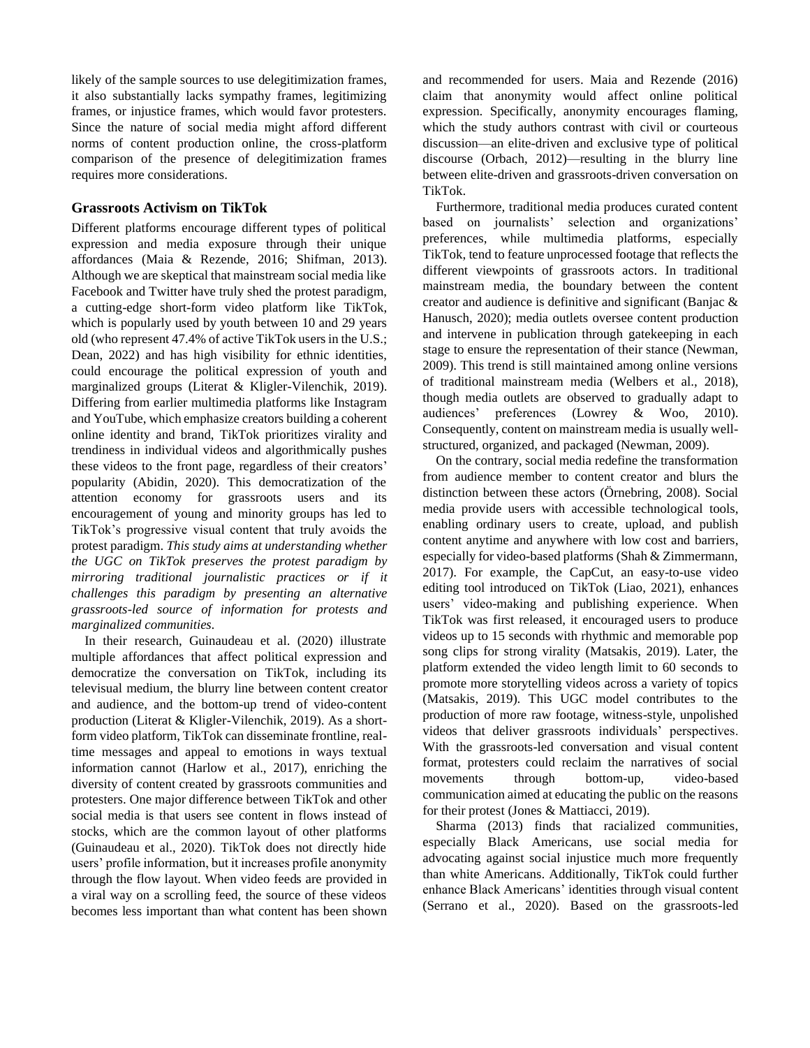likely of the sample sources to use delegitimization frames, it also substantially lacks sympathy frames, legitimizing frames, or injustice frames, which would favor protesters. Since the nature of social media might afford different norms of content production online, the cross-platform comparison of the presence of delegitimization frames requires more considerations.

### Grassroots Activism on TikTok

Different platforms encourage different types of political expression and media exposure through their unique affordances (Maia & Rezende, 2016; Shifman, 2013). Although we are skeptical that mainstream social media like Facebook and Twitter have truly shed the protest paradigm, a cutting-edge short-form video platform like TikTok, which is popularly used by youth between 10 and 29 years old (who represent 47.4% of active TikTok users in the U.S.; Dean, 2022) and has high visibility for ethnic identities, could encourage the political expression of youth and marginalized groups (Literat & Kligler-Vilenchik, 2019). Differing from earlier multimedia platforms like Instagram and YouTube, which emphasize creators building a coherent online identity and brand, TikTok prioritizes virality and trendiness in individual videos and algorithmically pushes these videos to the front page, regardless of their creators' popularity (Abidin, 2020). This democratization of the attention economy for grassroots users and its encouragement of young and minority groups has led to TikTok's progressive visual content that truly avoids the protest paradigm. *This study aims at understanding whether the UGC on TikTok preserves the protest paradigm by mirroring traditional journalistic practices or if it challenges this paradigm by presenting an alternative grassroots-led source of information for protests and marginalized communities.*

In their research, Guinaudeau et al. (2020) illustrate multiple affordances that affect political expression and democratize the conversation on TikTok, including its televisual medium, the blurry line between content creator and audience, and the bottom-up trend of video-content production (Literat & Kligler-Vilenchik, 2019). As a short-form video platform, TikTok can disseminate frontline, real-time messages and appeal to emotions in ways textual information cannot (Harlow et al., 2017), enriching the diversity of content created by grassroots communities and protesters. One major difference between TikTok and other social media is that users see content in flows instead of stocks, which are the common layout of other platforms (Guinaudeau et al., 2020). TikTok does not directly hide users' profile information, but it increases profile anonymity through the flow layout. When video feeds are provided in a viral way on a scrolling feed, the source of these videos becomes less important than what content has been shown and recommended for users. Maia and Rezende (2016) claim that anonymity would affect online political expression. Specifically, anonymity encourages flaming, which the study authors contrast with civil or courteous discussion—an elite-driven and exclusive type of political discourse (Orbach, 2012)—resulting in the blurry line between elite-driven and grassroots-driven conversation on TikTok.

Furthermore, traditional media produces curated content based on journalists' selection and organizations' preferences, while multimedia platforms, especially TikTok, tend to feature unprocessed footage that reflects the different viewpoints of grassroots actors. In traditional mainstream media, the boundary between the content creator and audience is definitive and significant (Banjac & Hanusch, 2020); media outlets oversee content production and intervene in publication through gatekeeping in each stage to ensure the representation of their stance (Newman, 2009). This trend is still maintained among online versions of traditional mainstream media (Welbers et al., 2018), though media outlets are observed to gradually adapt to audiences' preferences (Lowrey & Woo, 2010). Consequently, content on mainstream media is usually well-structured, organized, and packaged (Newman, 2009).

On the contrary, social media redefine the transformation from audience member to content creator and blurs the distinction between these actors (Örnebring, 2008). Social media provide users with accessible technological tools, enabling ordinary users to create, upload, and publish content anytime and anywhere with low cost and barriers, especially for video-based platforms (Shah & Zimmermann, 2017). For example, the CapCut, an easy-to-use video editing tool introduced on TikTok (Liao, 2021), enhances users' video-making and publishing experience. When TikTok was first released, it encouraged users to produce videos up to 15 seconds with rhythmic and memorable pop song clips for strong virality (Matsakis, 2019). Later, the platform extended the video length limit to 60 seconds to promote more storytelling videos across a variety of topics (Matsakis, 2019). This UGC model contributes to the production of more raw footage, witness-style, unpolished videos that deliver grassroots individuals' perspectives. With the grassroots-led conversation and visual content format, protesters could reclaim the narratives of social movements through bottom-up, video-based communication aimed at educating the public on the reasons for their protest (Jones & Mattiacci, 2019).

Sharma (2013) finds that racialized communities, especially Black Americans, use social media for advocating against social injustice much more frequently than white Americans. Additionally, TikTok could further enhance Black Americans' identities through visual content (Serrano et al., 2020). Based on the grassroots-led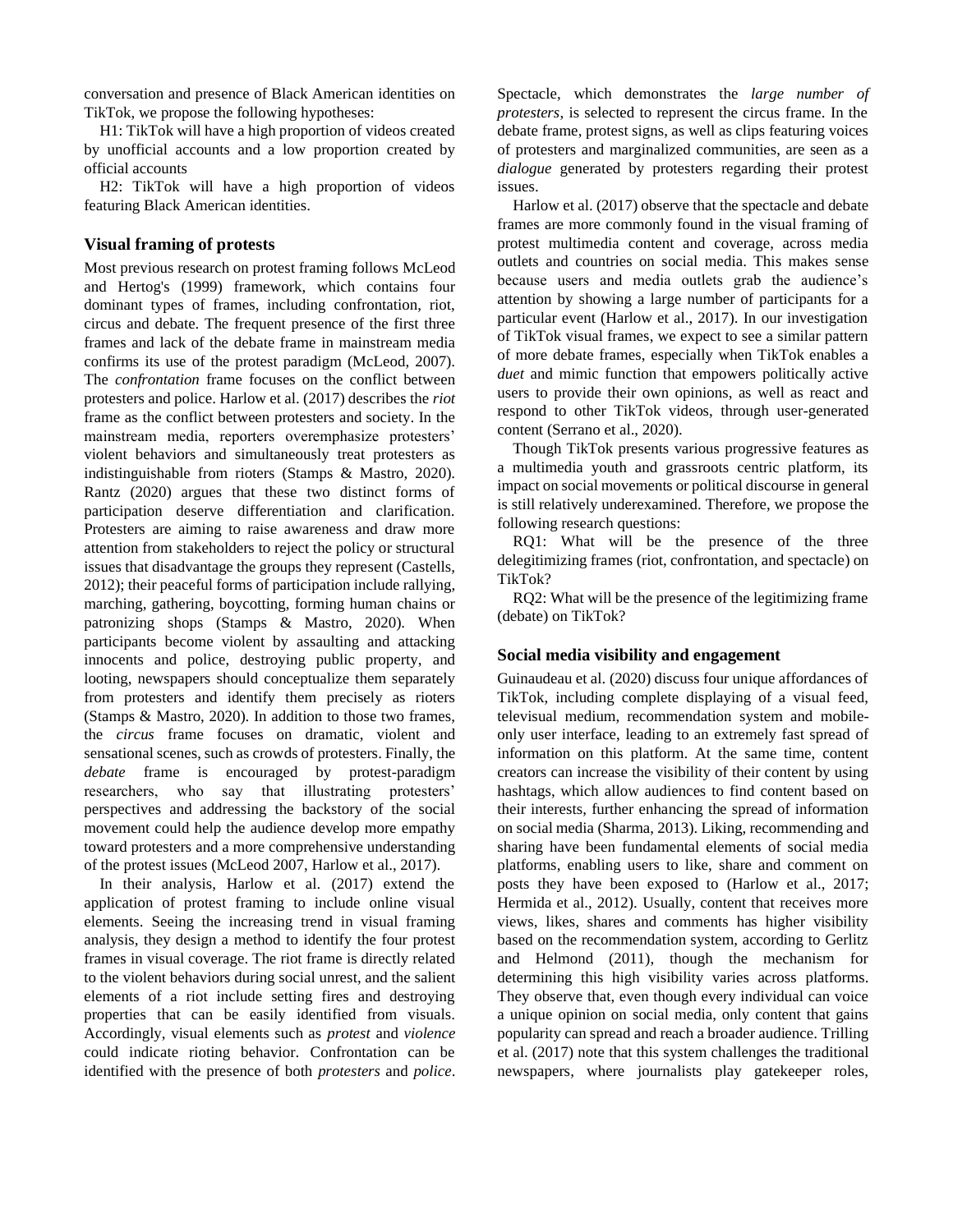conversation and presence of Black American identities on TikTok, we propose the following hypotheses:

H1: TikTok will have a high proportion of videos created by unofficial accounts and a low proportion created by official accounts

H2: TikTok will have a high proportion of videos featuring Black American identities.

### Visual framing of protests

Most previous research on protest framing follows McLeod and Hertog's (1999) framework, which contains four dominant types of frames, including confrontation, riot, circus and debate. The frequent presence of the first three frames and lack of the debate frame in mainstream media confirms its use of the protest paradigm (McLeod, 2007). The *confrontation* frame focuses on the conflict between protesters and police. Harlow et al. (2017) describes the *riot* frame as the conflict between protesters and society. In the mainstream media, reporters overemphasize protesters' violent behaviors and simultaneously treat protesters as indistinguishable from rioters (Stamps & Mastro, 2020). Rantz (2020) argues that these two distinct forms of participation deserve differentiation and clarification. Protesters are aiming to raise awareness and draw more attention from stakeholders to reject the policy or structural issues that disadvantage the groups they represent (Castells, 2012); their peaceful forms of participation include rallying, marching, gathering, boycotting, forming human chains or patronizing shops (Stamps & Mastro, 2020). When participants become violent by assaulting and attacking innocents and police, destroying public property, and looting, newspapers should conceptualize them separately from protesters and identify them precisely as rioters (Stamps & Mastro, 2020). In addition to those two frames, the *circus* frame focuses on dramatic, violent and sensational scenes, such as crowds of protesters. Finally, the *debate* frame is encouraged by protest-paradigm researchers, who say that illustrating protesters' perspectives and addressing the backstory of the social movement could help the audience develop more empathy toward protesters and a more comprehensive understanding of the protest issues (McLeod 2007, Harlow et al., 2017).

In their analysis, Harlow et al. (2017) extend the application of protest framing to include online visual elements. Seeing the increasing trend in visual framing analysis, they design a method to identify the four protest frames in visual coverage. The riot frame is directly related to the violent behaviors during social unrest, and the salient elements of a riot include setting fires and destroying properties that can be easily identified from visuals. Accordingly, visual elements such as *protest* and *violence* could indicate rioting behavior. Confrontation can be identified with the presence of both *protesters* and *police*. Spectacle, which demonstrates the *large number of protesters*, is selected to represent the circus frame. In the debate frame, protest signs, as well as clips featuring voices of protesters and marginalized communities, are seen as a *dialogue* generated by protesters regarding their protest issues.

Harlow et al. (2017) observe that the spectacle and debate frames are more commonly found in the visual framing of protest multimedia content and coverage, across media outlets and countries on social media. This makes sense because users and media outlets grab the audience's attention by showing a large number of participants for a particular event (Harlow et al., 2017). In our investigation of TikTok visual frames, we expect to see a similar pattern of more debate frames, especially when TikTok enables a *duet* and mimic function that empowers politically active users to provide their own opinions, as well as react and respond to other TikTok videos, through user-generated content (Serrano et al., 2020).

Though TikTok presents various progressive features as a multimedia youth and grassroots centric platform, its impact on social movements or political discourse in general is still relatively underexamined. Therefore, we propose the following research questions:

RQ1: What will be the presence of the three delegitimizing frames (riot, confrontation, and spectacle) on TikTok?

RQ2: What will be the presence of the legitimizing frame (debate) on TikTok?

### Social media visibility and engagement

Guinaudeau et al. (2020) discuss four unique affordances of TikTok, including complete displaying of a visual feed, televisual medium, recommendation system and mobile-only user interface, leading to an extremely fast spread of information on this platform. At the same time, content creators can increase the visibility of their content by using hashtags, which allow audiences to find content based on their interests, further enhancing the spread of information on social media (Sharma, 2013). Liking, recommending and sharing have been fundamental elements of social media platforms, enabling users to like, share and comment on posts they have been exposed to (Harlow et al., 2017; Hermida et al., 2012). Usually, content that receives more views, likes, shares and comments has higher visibility based on the recommendation system, according to Gerlitz and Helmond (2011), though the mechanism for determining this high visibility varies across platforms. They observe that, even though every individual can voice a unique opinion on social media, only content that gains popularity can spread and reach a broader audience. Trilling et al. (2017) note that this system challenges the traditional newspapers, where journalists play gatekeeper roles,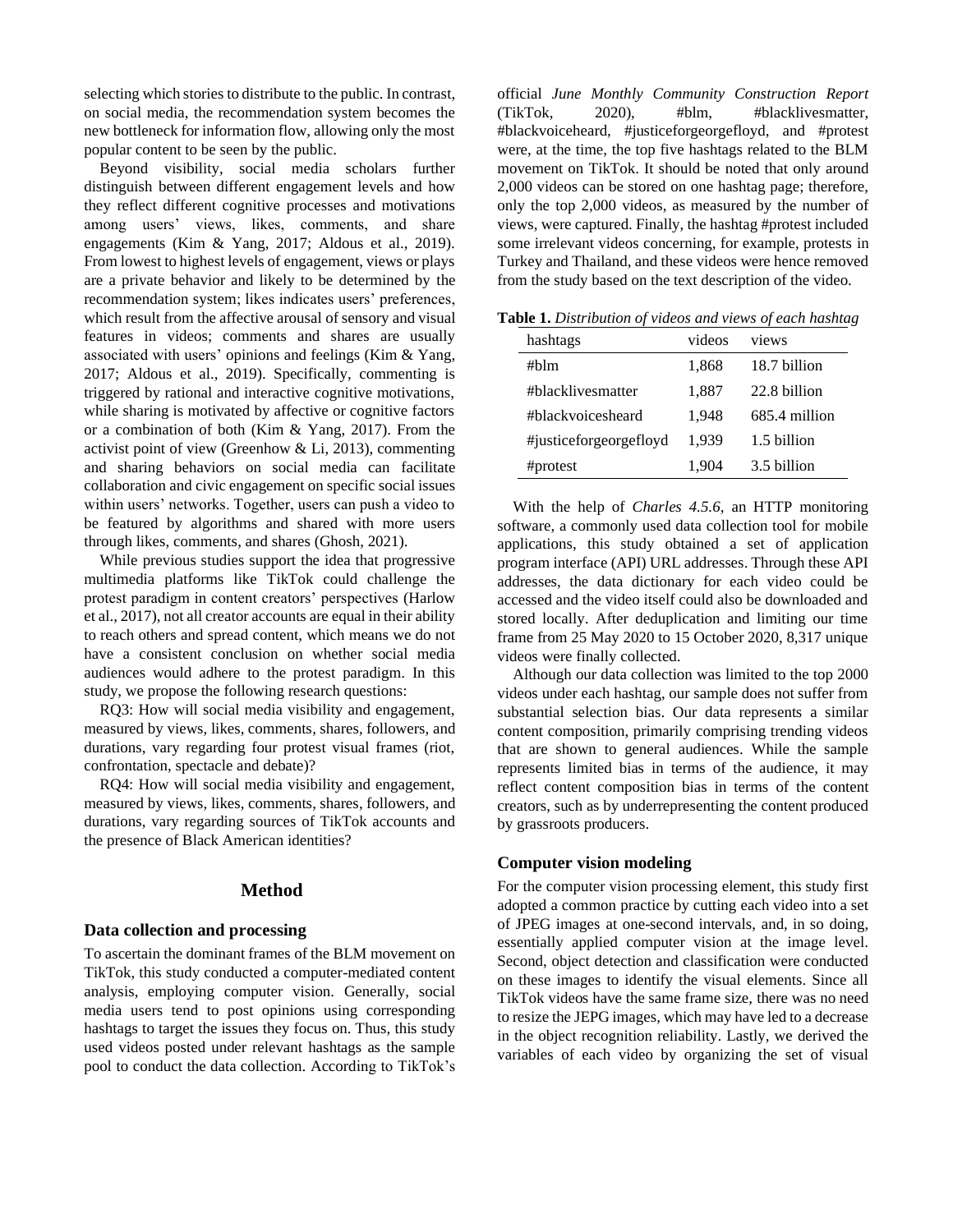selecting which stories to distribute to the public. In contrast, on social media, the recommendation system becomes the new bottleneck for information flow, allowing only the most popular content to be seen by the public.

Beyond visibility, social media scholars further distinguish between different engagement levels and how they reflect different cognitive processes and motivations among users' views, likes, comments, and share engagements (Kim & Yang, 2017; Aldous et al., 2019). From lowest to highest levels of engagement, views or plays are a private behavior and likely to be determined by the recommendation system; likes indicates users' preferences, which result from the affective arousal of sensory and visual features in videos; comments and shares are usually associated with users' opinions and feelings (Kim & Yang, 2017; Aldous et al., 2019). Specifically, commenting is triggered by rational and interactive cognitive motivations, while sharing is motivated by affective or cognitive factors or a combination of both (Kim & Yang, 2017). From the activist point of view (Greenhow & Li, 2013), commenting and sharing behaviors on social media can facilitate collaboration and civic engagement on specific social issues within users' networks. Together, users can push a video to be featured by algorithms and shared with more users through likes, comments, and shares (Ghosh, 2021).

While previous studies support the idea that progressive multimedia platforms like TikTok could challenge the protest paradigm in content creators' perspectives (Harlow et al., 2017), not all creator accounts are equal in their ability to reach others and spread content, which means we do not have a consistent conclusion on whether social media audiences would adhere to the protest paradigm. In this study, we propose the following research questions:

RQ3: How will social media visibility and engagement, measured by views, likes, comments, shares, followers, and durations, vary regarding four protest visual frames (riot, confrontation, spectacle and debate)?

RQ4: How will social media visibility and engagement, measured by views, likes, comments, shares, followers, and durations, vary regarding sources of TikTok accounts and the presence of Black American identities?

## Method

### Data collection and processing

To ascertain the dominant frames of the BLM movement on TikTok, this study conducted a computer-mediated content analysis, employing computer vision. Generally, social media users tend to post opinions using corresponding hashtags to target the issues they focus on. Thus, this study used videos posted under relevant hashtags as the sample pool to conduct the data collection. According to TikTok's official *June Monthly Community Construction Report* (TikTok, 2020), #blm, #blacklivesmatter, #blackvoiceheard, #justiceforgeorgefloyd, and #protest were, at the time, the top five hashtags related to the BLM movement on TikTok. It should be noted that only around 2,000 videos can be stored on one hashtag page; therefore, only the top 2,000 videos, as measured by the number of views, were captured. Finally, the hashtag #protest included some irrelevant videos concerning, for example, protests in Turkey and Thailand, and these videos were hence removed from the study based on the text description of the video.

**Table 1.** *Distribution of videos and views of each hashtag*

| hashtags | videos | views |
|---|---|---|
| #blm | 1,868 | 18.7 billion |
| #blacklivesmatter | 1,887 | 22.8 billion |
| #blackvoicesheard | 1,948 | 685.4 million |
| #justiceforgeorgefloyd | 1,939 | 1.5 billion |
| #protest | 1,904 | 3.5 billion |

With the help of *Charles 4.5.6*, an HTTP monitoring software, a commonly used data collection tool for mobile applications, this study obtained a set of application program interface (API) URL addresses. Through these API addresses, the data dictionary for each video could be accessed and the video itself could also be downloaded and stored locally. After deduplication and limiting our time frame from 25 May 2020 to 15 October 2020, 8,317 unique videos were finally collected.

Although our data collection was limited to the top 2000 videos under each hashtag, our sample does not suffer from substantial selection bias. Our data represents a similar content composition, primarily comprising trending videos that are shown to general audiences. While the sample represents limited bias in terms of the audience, it may reflect content composition bias in terms of the content creators, such as by underrepresenting the content produced by grassroots producers.

### Computer vision modeling

For the computer vision processing element, this study first adopted a common practice by cutting each video into a set of JPEG images at one-second intervals, and, in so doing, essentially applied computer vision at the image level. Second, object detection and classification were conducted on these images to identify the visual elements. Since all TikTok videos have the same frame size, there was no need to resize the JEPG images, which may have led to a decrease in the object recognition reliability. Lastly, we derived the variables of each video by organizing the set of visual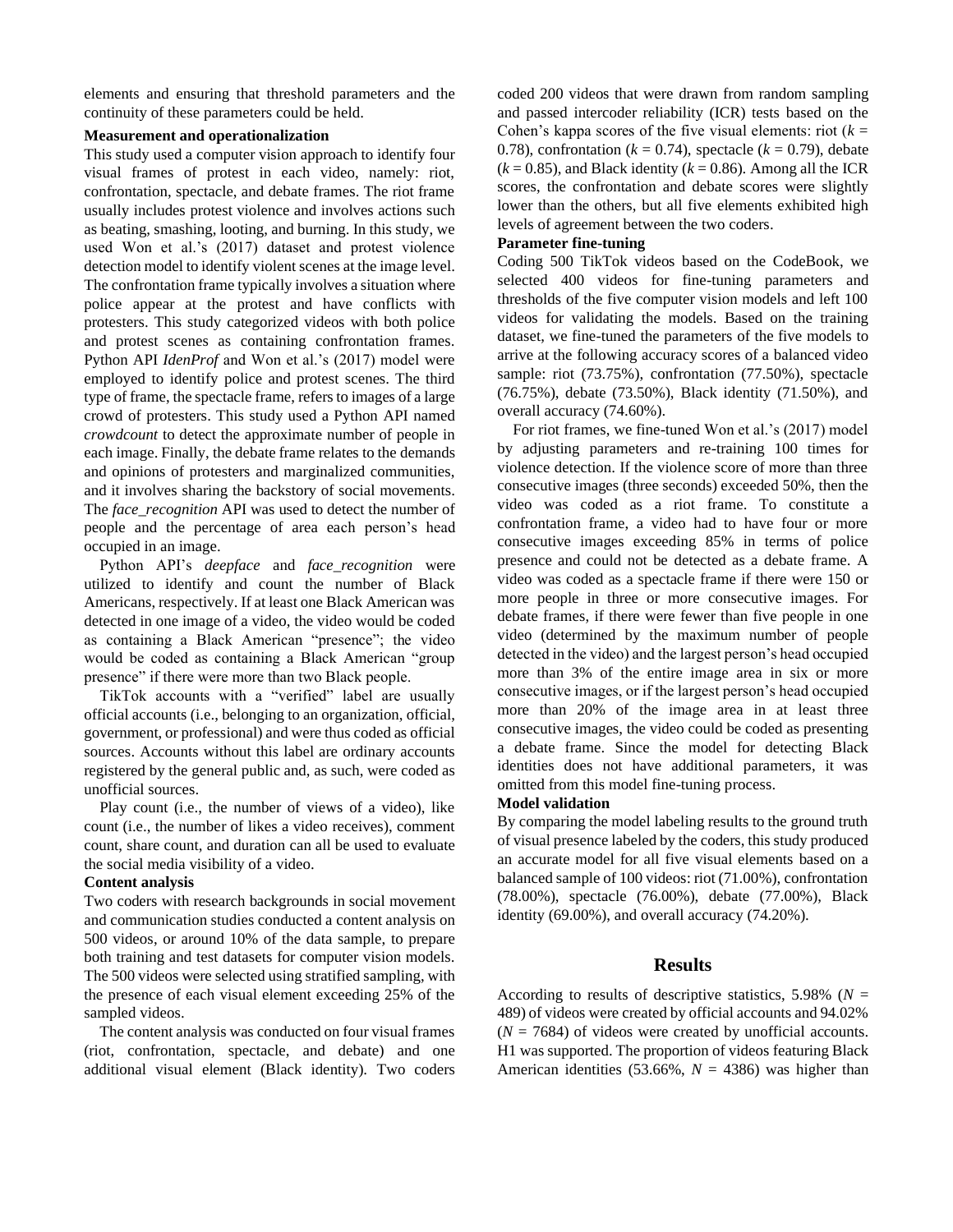elements and ensuring that threshold parameters and the continuity of these parameters could be held.

**Measurement and operationalization**

This study used a computer vision approach to identify four visual frames of protest in each video, namely: riot, confrontation, spectacle, and debate frames. The riot frame usually includes protest violence and involves actions such as beating, smashing, looting, and burning. In this study, we used Won et al.'s (2017) dataset and protest violence detection model to identify violent scenes at the image level. The confrontation frame typically involves a situation where police appear at the protest and have conflicts with protesters. This study categorized videos with both police and protest scenes as containing confrontation frames. Python API *IdenProf* and Won et al.'s (2017) model were employed to identify police and protest scenes. The third type of frame, the spectacle frame, refers to images of a large crowd of protesters. This study used a Python API named *crowdcount* to detect the approximate number of people in each image. Finally, the debate frame relates to the demands and opinions of protesters and marginalized communities, and it involves sharing the backstory of social movements. The *face_recognition* API was used to detect the number of people and the percentage of area each person's head occupied in an image.

Python API's *deepface* and *face_recognition* were utilized to identify and count the number of Black Americans, respectively. If at least one Black American was detected in one image of a video, the video would be coded as containing a Black American "presence"; the video would be coded as containing a Black American "group presence" if there were more than two Black people.

TikTok accounts with a "verified" label are usually official accounts (i.e., belonging to an organization, official, government, or professional) and were thus coded as official sources. Accounts without this label are ordinary accounts registered by the general public and, as such, were coded as unofficial sources.

Play count (i.e., the number of views of a video), like count (i.e., the number of likes a video receives), comment count, share count, and duration can all be used to evaluate the social media visibility of a video.

**Content analysis**

Two coders with research backgrounds in social movement and communication studies conducted a content analysis on 500 videos, or around 10% of the data sample, to prepare both training and test datasets for computer vision models. The 500 videos were selected using stratified sampling, with the presence of each visual element exceeding 25% of the sampled videos.

The content analysis was conducted on four visual frames (riot, confrontation, spectacle, and debate) and one additional visual element (Black identity). Two coders coded 200 videos that were drawn from random sampling and passed intercoder reliability (ICR) tests based on the Cohen's kappa scores of the five visual elements: riot ($k$ = 0.78), confrontation ($k$ = 0.74), spectacle ($k$ = 0.79), debate ($k$ = 0.85), and Black identity ($k$ = 0.86). Among all the ICR scores, the confrontation and debate scores were slightly lower than the others, but all five elements exhibited high levels of agreement between the two coders.

**Parameter fine-tuning**

Coding 500 TikTok videos based on the CodeBook, we selected 400 videos for fine-tuning parameters and thresholds of the five computer vision models and left 100 videos for validating the models. Based on the training dataset, we fine-tuned the parameters of the five models to arrive at the following accuracy scores of a balanced video sample: riot (73.75%), confrontation (77.50%), spectacle (76.75%), debate (73.50%), Black identity (71.50%), and overall accuracy (74.60%).

For riot frames, we fine-tuned Won et al.'s (2017) model by adjusting parameters and re-training 100 times for violence detection. If the violence score of more than three consecutive images (three seconds) exceeded 50%, then the video was coded as a riot frame. To constitute a confrontation frame, a video had to have four or more consecutive images exceeding 85% in terms of police presence and could not be detected as a debate frame. A video was coded as a spectacle frame if there were 150 or more people in three or more consecutive images. For debate frames, if there were fewer than five people in one video (determined by the maximum number of people detected in the video) and the largest person's head occupied more than 3% of the entire image area in six or more consecutive images, or if the largest person's head occupied more than 20% of the image area in at least three consecutive images, the video could be coded as presenting a debate frame. Since the model for detecting Black identities does not have additional parameters, it was omitted from this model fine-tuning process.

**Model validation**

By comparing the model labeling results to the ground truth of visual presence labeled by the coders, this study produced an accurate model for all five visual elements based on a balanced sample of 100 videos: riot (71.00%), confrontation (78.00%), spectacle (76.00%), debate (77.00%), Black identity (69.00%), and overall accuracy (74.20%).

## Results

According to results of descriptive statistics, 5.98% ($N$ = 489) of videos were created by official accounts and 94.02% ($N$ = 7684) of videos were created by unofficial accounts. H1 was supported. The proportion of videos featuring Black American identities (53.66%, $N$ = 4386) was higher than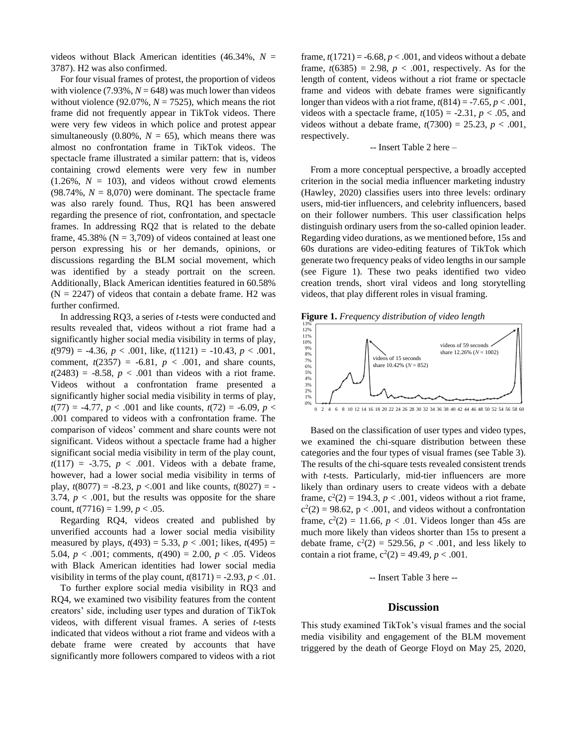videos without Black American identities (46.34%, $N$ = 3787). H2 was also confirmed.

For four visual frames of protest, the proportion of videos with violence (7.93%, $N$ = 648) was much lower than videos without violence (92.07%, $N$ = 7525), which means the riot frame did not frequently appear in TikTok videos. There were very few videos in which police and protest appear simultaneously (0.80%, $N$ = 65), which means there was almost no confrontation frame in TikTok videos. The spectacle frame illustrated a similar pattern: that is, videos containing crowd elements were very few in number (1.26%, $N$ = 103), and videos without crowd elements (98.74%, $N$ = 8,070) were dominant. The spectacle frame was also rarely found. Thus, RQ1 has been answered regarding the presence of riot, confrontation, and spectacle frames. In addressing RQ2 that is related to the debate frame, 45.38% (N = 3,709) of videos contained at least one person expressing his or her demands, opinions, or discussions regarding the BLM social movement, which was identified by a steady portrait on the screen. Additionally, Black American identities featured in 60.58% (N = 2247) of videos that contain a debate frame. H2 was further confirmed.

In addressing RQ3, a series of *t*-tests were conducted and results revealed that, videos without a riot frame had a significantly higher social media visibility in terms of play, $t(979) = -4.36$, $p < .001$, like, $t(1121) = -10.43$, $p < .001$, comment, $t(2357) = -6.81$, $p < .001$, and share counts, $t(2483) = -8.58$, $p < .001$ than videos with a riot frame. Videos without a confrontation frame presented a significantly higher social media visibility in terms of play, $t(77) = -4.77$, $p < .001$ and like counts, $t(72) = -6.09$, $p < .001$ compared to videos with a confrontation frame. The comparison of videos' comment and share counts were not significant. Videos without a spectacle frame had a higher significant social media visibility in term of the play count, $t(117) = -3.75$, $p < .001$. Videos with a debate frame, however, had a lower social media visibility in terms of play, $t(8077) = -8.23$, $p < .001$ and like counts, $t(8027) = -3.74$, $p < .001$, but the results was opposite for the share count, $t(7716) = 1.99$, $p < .05$.

Regarding RQ4, videos created and published by unverified accounts had a lower social media visibility measured by plays, $t(493) = 5.33$, $p < .001$; likes, $t(495) = 5.04$, $p < .001$; comments, $t(490) = 2.00$, $p < .05$. Videos with Black American identities had lower social media visibility in terms of the play count, $t(8171) = -2.93$, $p < .01$.

To further explore social media visibility in RQ3 and RQ4, we examined two visibility features from the content creators' side, including user types and duration of TikTok videos, with different visual frames. A series of *t*-tests indicated that videos without a riot frame and videos with a debate frame were created by accounts that have significantly more followers compared to videos with a riot frame, $t(1721) = -6.68$, $p < .001$, and videos without a debate frame, $t(6385) = 2.98$, $p < .001$, respectively. As for the length of content, videos without a riot frame or spectacle frame and videos with debate frames were significantly longer than videos with a riot frame, $t(814) = -7.65$, $p < .001$, videos with a spectacle frame, $t(105) = -2.31$, $p < .05$, and videos without a debate frame, $t(7300) = 25.23$, $p < .001$, respectively.

-- Insert Table 2 here –

From a more conceptual perspective, a broadly accepted criterion in the social media influencer marketing industry (Hawley, 2020) classifies users into three levels: ordinary users, mid-tier influencers, and celebrity influencers, based on their follower numbers. This user classification helps distinguish ordinary users from the so-called opinion leader. Regarding video durations, as we mentioned before, 15s and 60s durations are video-editing features of TikTok which generate two frequency peaks of video lengths in our sample (see Figure 1). These two peaks identified two video creation trends, short viral videos and long storytelling videos, that play different roles in visual framing.

**Figure 1.** *Frequency distribution of video length*

Based on the classification of user types and video types, we examined the chi-square distribution between these categories and the four types of visual frames (see Table 3). The results of the chi-square tests revealed consistent trends with *t*-tests. Particularly, mid-tier influencers are more likely than ordinary users to create videos with a debate frame, $c^2(2) = 194.3$, $p < .001$, videos without a riot frame, $c^2(2) = 98.62$, $p < .001$, and videos without a confrontation frame, $c^2(2) = 11.66$, $p < .01$. Videos longer than 45s are much more likely than videos shorter than 15s to present a debate frame, $c^2(2) = 529.56$, $p < .001$, and less likely to contain a riot frame, $c^2(2) = 49.49$, $p < .001$.

-- Insert Table 3 here --

## Discussion

This study examined TikTok's visual frames and the social media visibility and engagement of the BLM movement triggered by the death of George Floyd on May 25, 2020,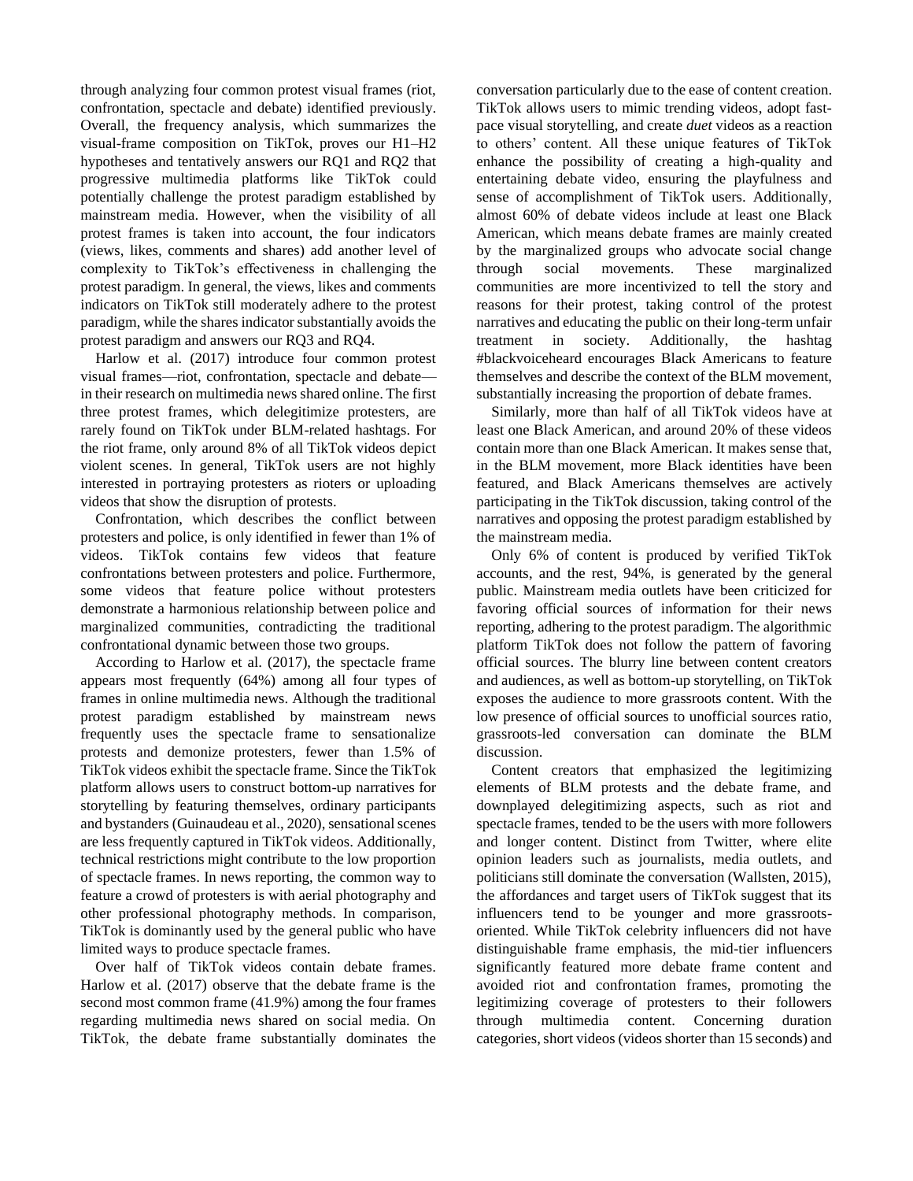through analyzing four common protest visual frames (riot, confrontation, spectacle and debate) identified previously. Overall, the frequency analysis, which summarizes the visual-frame composition on TikTok, proves our H1–H2 hypotheses and tentatively answers our RQ1 and RQ2 that progressive multimedia platforms like TikTok could potentially challenge the protest paradigm established by mainstream media. However, when the visibility of all protest frames is taken into account, the four indicators (views, likes, comments and shares) add another level of complexity to TikTok's effectiveness in challenging the protest paradigm. In general, the views, likes and comments indicators on TikTok still moderately adhere to the protest paradigm, while the shares indicator substantially avoids the protest paradigm and answers our RQ3 and RQ4.

Harlow et al. (2017) introduce four common protest visual frames—riot, confrontation, spectacle and debate—in their research on multimedia news shared online. The first three protest frames, which delegitimize protesters, are rarely found on TikTok under BLM-related hashtags. For the riot frame, only around 8% of all TikTok videos depict violent scenes. In general, TikTok users are not highly interested in portraying protesters as rioters or uploading videos that show the disruption of protests.

Confrontation, which describes the conflict between protesters and police, is only identified in fewer than 1% of videos. TikTok contains few videos that feature confrontations between protesters and police. Furthermore, some videos that feature police without protesters demonstrate a harmonious relationship between police and marginalized communities, contradicting the traditional confrontational dynamic between those two groups.

According to Harlow et al. (2017), the spectacle frame appears most frequently (64%) among all four types of frames in online multimedia news. Although the traditional protest paradigm established by mainstream news frequently uses the spectacle frame to sensationalize protests and demonize protesters, fewer than 1.5% of TikTok videos exhibit the spectacle frame. Since the TikTok platform allows users to construct bottom-up narratives for storytelling by featuring themselves, ordinary participants and bystanders (Guinaudeau et al., 2020), sensational scenes are less frequently captured in TikTok videos. Additionally, technical restrictions might contribute to the low proportion of spectacle frames. In news reporting, the common way to feature a crowd of protesters is with aerial photography and other professional photography methods. In comparison, TikTok is dominantly used by the general public who have limited ways to produce spectacle frames.

Over half of TikTok videos contain debate frames. Harlow et al. (2017) observe that the debate frame is the second most common frame (41.9%) among the four frames regarding multimedia news shared on social media. On TikTok, the debate frame substantially dominates the conversation particularly due to the ease of content creation. TikTok allows users to mimic trending videos, adopt fast-pace visual storytelling, and create *duet* videos as a reaction to others' content. All these unique features of TikTok enhance the possibility of creating a high-quality and entertaining debate video, ensuring the playfulness and sense of accomplishment of TikTok users. Additionally, almost 60% of debate videos include at least one Black American, which means debate frames are mainly created by the marginalized groups who advocate social change through social movements. These marginalized communities are more incentivized to tell the story and reasons for their protest, taking control of the protest narratives and educating the public on their long-term unfair treatment in society. Additionally, the hashtag #blackvoiceheard encourages Black Americans to feature themselves and describe the context of the BLM movement, substantially increasing the proportion of debate frames.

Similarly, more than half of all TikTok videos have at least one Black American, and around 20% of these videos contain more than one Black American. It makes sense that, in the BLM movement, more Black identities have been featured, and Black Americans themselves are actively participating in the TikTok discussion, taking control of the narratives and opposing the protest paradigm established by the mainstream media.

Only 6% of content is produced by verified TikTok accounts, and the rest, 94%, is generated by the general public. Mainstream media outlets have been criticized for favoring official sources of information for their news reporting, adhering to the protest paradigm. The algorithmic platform TikTok does not follow the pattern of favoring official sources. The blurry line between content creators and audiences, as well as bottom-up storytelling, on TikTok exposes the audience to more grassroots content. With the low presence of official sources to unofficial sources ratio, grassroots-led conversation can dominate the BLM discussion.

Content creators that emphasized the legitimizing elements of BLM protests and the debate frame, and downplayed delegitimizing aspects, such as riot and spectacle frames, tended to be the users with more followers and longer content. Distinct from Twitter, where elite opinion leaders such as journalists, media outlets, and politicians still dominate the conversation (Wallsten, 2015), the affordances and target users of TikTok suggest that its influencers tend to be younger and more grassroots-oriented. While TikTok celebrity influencers did not have distinguishable frame emphasis, the mid-tier influencers significantly featured more debate frame content and avoided riot and confrontation frames, promoting the legitimizing coverage of protesters to their followers through multimedia content. Concerning duration categories, short videos (videos shorter than 15 seconds) and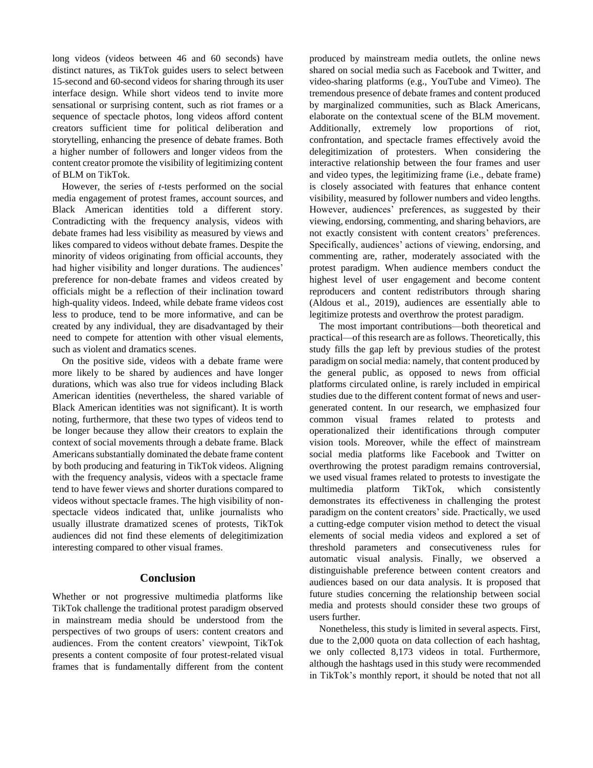long videos (videos between 46 and 60 seconds) have distinct natures, as TikTok guides users to select between 15-second and 60-second videos for sharing through its user interface design. While short videos tend to invite more sensational or surprising content, such as riot frames or a sequence of spectacle photos, long videos afford content creators sufficient time for political deliberation and storytelling, enhancing the presence of debate frames. Both a higher number of followers and longer videos from the content creator promote the visibility of legitimizing content of BLM on TikTok.

However, the series of *t*-tests performed on the social media engagement of protest frames, account sources, and Black American identities told a different story. Contradicting with the frequency analysis, videos with debate frames had less visibility as measured by views and likes compared to videos without debate frames. Despite the minority of videos originating from official accounts, they had higher visibility and longer durations. The audiences' preference for non-debate frames and videos created by officials might be a reflection of their inclination toward high-quality videos. Indeed, while debate frame videos cost less to produce, tend to be more informative, and can be created by any individual, they are disadvantaged by their need to compete for attention with other visual elements, such as violent and dramatics scenes.

On the positive side, videos with a debate frame were more likely to be shared by audiences and have longer durations, which was also true for videos including Black American identities (nevertheless, the shared variable of Black American identities was not significant). It is worth noting, furthermore, that these two types of videos tend to be longer because they allow their creators to explain the context of social movements through a debate frame. Black Americans substantially dominated the debate frame content by both producing and featuring in TikTok videos. Aligning with the frequency analysis, videos with a spectacle frame tend to have fewer views and shorter durations compared to videos without spectacle frames. The high visibility of non-spectacle videos indicated that, unlike journalists who usually illustrate dramatized scenes of protests, TikTok audiences did not find these elements of delegitimization interesting compared to other visual frames.

## Conclusion

Whether or not progressive multimedia platforms like TikTok challenge the traditional protest paradigm observed in mainstream media should be understood from the perspectives of two groups of users: content creators and audiences. From the content creators' viewpoint, TikTok presents a content composite of four protest-related visual frames that is fundamentally different from the content produced by mainstream media outlets, the online news shared on social media such as Facebook and Twitter, and video-sharing platforms (e.g., YouTube and Vimeo). The tremendous presence of debate frames and content produced by marginalized communities, such as Black Americans, elaborate on the contextual scene of the BLM movement. Additionally, extremely low proportions of riot, confrontation, and spectacle frames effectively avoid the delegitimization of protesters. When considering the interactive relationship between the four frames and user and video types, the legitimizing frame (i.e., debate frame) is closely associated with features that enhance content visibility, measured by follower numbers and video lengths. However, audiences' preferences, as suggested by their viewing, endorsing, commenting, and sharing behaviors, are not exactly consistent with content creators' preferences. Specifically, audiences' actions of viewing, endorsing, and commenting are, rather, moderately associated with the protest paradigm. When audience members conduct the highest level of user engagement and become content reproducers and content redistributors through sharing (Aldous et al., 2019), audiences are essentially able to legitimize protests and overthrow the protest paradigm.

The most important contributions—both theoretical and practical—of this research are as follows. Theoretically, this study fills the gap left by previous studies of the protest paradigm on social media: namely, that content produced by the general public, as opposed to news from official platforms circulated online, is rarely included in empirical studies due to the different content format of news and user-generated content. In our research, we emphasized four common visual frames related to protests and operationalized their identifications through computer vision tools. Moreover, while the effect of mainstream social media platforms like Facebook and Twitter on overthrowing the protest paradigm remains controversial, we used visual frames related to protests to investigate the multimedia platform TikTok, which consistently demonstrates its effectiveness in challenging the protest paradigm on the content creators' side. Practically, we used a cutting-edge computer vision method to detect the visual elements of social media videos and explored a set of threshold parameters and consecutiveness rules for automatic visual analysis. Finally, we observed a distinguishable preference between content creators and audiences based on our data analysis. It is proposed that future studies concerning the relationship between social media and protests should consider these two groups of users further.

Nonetheless, this study is limited in several aspects. First, due to the 2,000 quota on data collection of each hashtag, we only collected 8,173 videos in total. Furthermore, although the hashtags used in this study were recommended in TikTok's monthly report, it should be noted that not all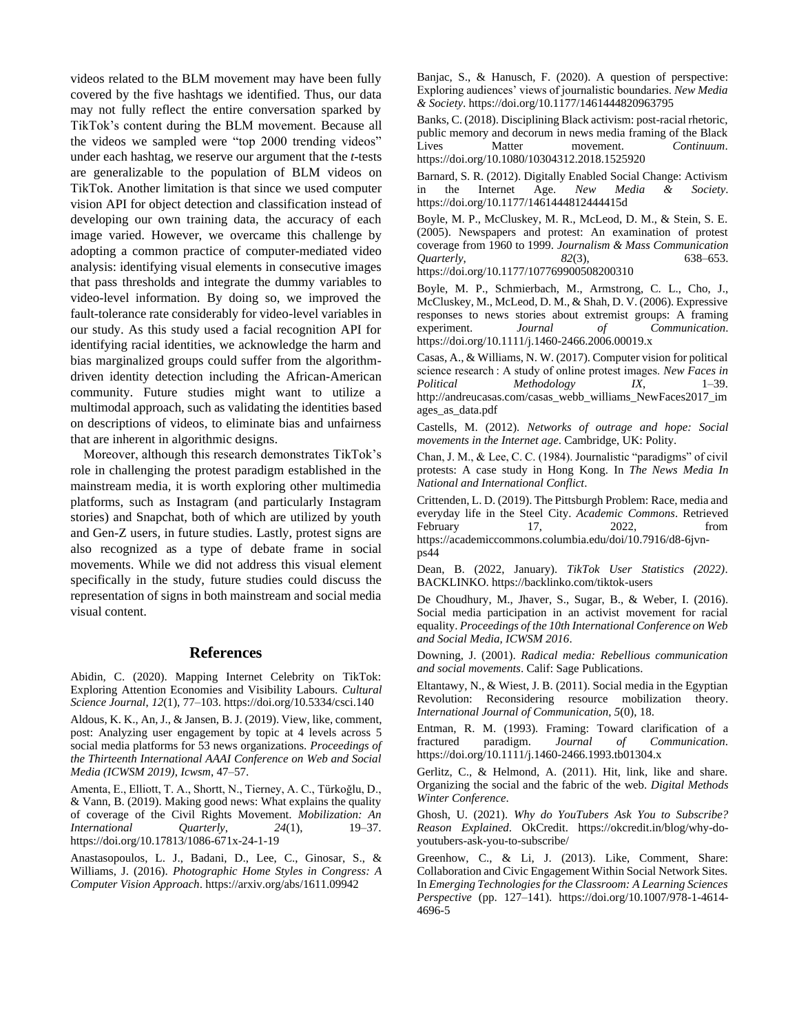videos related to the BLM movement may have been fully covered by the five hashtags we identified. Thus, our data may not fully reflect the entire conversation sparked by TikTok's content during the BLM movement. Because all the videos we sampled were "top 2000 trending videos" under each hashtag, we reserve our argument that the *t*-tests are generalizable to the population of BLM videos on TikTok. Another limitation is that since we used computer vision API for object detection and classification instead of developing our own training data, the accuracy of each image varied. However, we overcame this challenge by adopting a common practice of computer-mediated video analysis: identifying visual elements in consecutive images that pass thresholds and integrate the dummy variables to video-level information. By doing so, we improved the fault-tolerance rate considerably for video-level variables in our study. As this study used a facial recognition API for identifying racial identities, we acknowledge the harm and bias marginalized groups could suffer from the algorithm-driven identity detection including the African-American community. Future studies might want to utilize a multimodal approach, such as validating the identities based on descriptions of videos, to eliminate bias and unfairness that are inherent in algorithmic designs.

Moreover, although this research demonstrates TikTok's role in challenging the protest paradigm established in the mainstream media, it is worth exploring other multimedia platforms, such as Instagram (and particularly Instagram stories) and Snapchat, both of which are utilized by youth and Gen-Z users, in future studies. Lastly, protest signs are also recognized as a type of debate frame in social movements. While we did not address this visual element specifically in the study, future studies could discuss the representation of signs in both mainstream and social media visual content.

## References

Abidin, C. (2020). Mapping Internet Celebrity on TikTok: Exploring Attention Economies and Visibility Labours. *Cultural Science Journal, 12*(1), 77–103. https://doi.org/10.5334/csci.140

Aldous, K. K., An, J., & Jansen, B. J. (2019). View, like, comment, post: Analyzing user engagement by topic at 4 levels across 5 social media platforms for 53 news organizations. *Proceedings of the Thirteenth International AAAI Conference on Web and Social Media (ICWSM 2019), Icwsm,* 47–57.

Amenta, E., Elliott, T. A., Shortt, N., Tierney, A. C., Türkoğlu, D., & Vann, B. (2019). Making good news: What explains the quality of coverage of the Civil Rights Movement. *Mobilization: An International Quarterly, 24*(1), 19–37. https://doi.org/10.17813/1086-671x-24-1-19

Anastasopoulos, L. J., Badani, D., Lee, C., Ginosar, S., & Williams, J. (2016). *Photographic Home Styles in Congress: A Computer Vision Approach*. https://arxiv.org/abs/1611.09942

Banjac, S., & Hanusch, F. (2020). A question of perspective: Exploring audiences' views of journalistic boundaries. *New Media & Society*. https://doi.org/10.1177/1461444820963795

Banks, C. (2018). Disciplining Black activism: post-racial rhetoric, public memory and decorum in news media framing of the Black Lives Matter movement. *Continuum*. https://doi.org/10.1080/10304312.2018.1525920

Barnard, S. R. (2012). Digitally Enabled Social Change: Activism in the Internet Age. *New Media & Society*. https://doi.org/10.1177/1461444812444415d

Boyle, M. P., McCluskey, M. R., McLeod, D. M., & Stein, S. E. (2005). Newspapers and protest: An examination of protest coverage from 1960 to 1999. *Journalism & Mass Communication Quarterly, 82*(3), 638–653. https://doi.org/10.1177/107769900508200310

Boyle, M. P., Schmierbach, M., Armstrong, C. L., Cho, J., McCluskey, M., McLeod, D. M., & Shah, D. V. (2006). Expressive responses to news stories about extremist groups: A framing experiment. *Journal of Communication*. https://doi.org/10.1111/j.1460-2466.2006.00019.x

Casas, A., & Williams, N. W. (2017). Computer vision for political science research : A study of online protest images. *New Faces in Political Methodology IX*, 1–39. http://andreucasas.com/casas_webb_williams_NewFaces2017_images_as_data.pdf

Castells, M. (2012). *Networks of outrage and hope: Social movements in the Internet age*. Cambridge, UK: Polity.

Chan, J. M., & Lee, C. C. (1984). Journalistic "paradigms" of civil protests: A case study in Hong Kong. In *The News Media In National and International Conflict*.

Crittenden, L. D. (2019). The Pittsburgh Problem: Race, media and everyday life in the Steel City. *Academic Commons*. Retrieved February 17, 2022, from https://academiccommons.columbia.edu/doi/10.7916/d8-6jvn-ps44

Dean, B. (2022, January). *TikTok User Statistics (2022)*. BACKLINKO. https://backlinko.com/tiktok-users

De Choudhury, M., Jhaver, S., Sugar, B., & Weber, I. (2016). Social media participation in an activist movement for racial equality. *Proceedings of the 10th International Conference on Web and Social Media, ICWSM 2016*.

Downing, J. (2001). *Radical media: Rebellious communication and social movements*. Calif: Sage Publications.

Eltantawy, N., & Wiest, J. B. (2011). Social media in the Egyptian Revolution: Reconsidering resource mobilization theory. *International Journal of Communication, 5*(0), 18.

Entman, R. M. (1993). Framing: Toward clarification of a fractured paradigm. *Journal of Communication*. https://doi.org/10.1111/j.1460-2466.1993.tb01304.x

Gerlitz, C., & Helmond, A. (2011). Hit, link, like and share. Organizing the social and the fabric of the web. *Digital Methods Winter Conference*.

Ghosh, U. (2021). *Why do YouTubers Ask You to Subscribe? Reason Explained*. OkCredit. https://okcredit.in/blog/why-do-youtubers-ask-you-to-subscribe/

Greenhow, C., & Li, J. (2013). Like, Comment, Share: Collaboration and Civic Engagement Within Social Network Sites. In *Emerging Technologies for the Classroom: A Learning Sciences Perspective* (pp. 127–141). https://doi.org/10.1007/978-1-4614-4696-5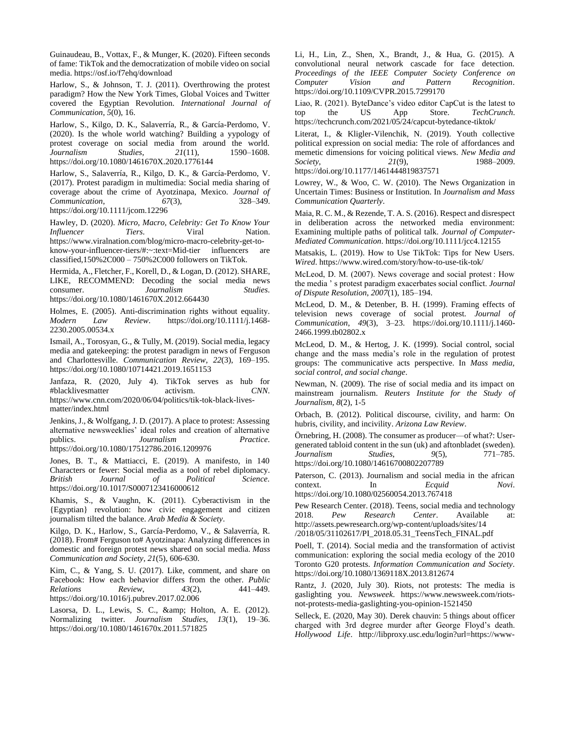Guinaudeau, B., Vottax, F., & Munger, K. (2020). Fifteen seconds of fame: TikTok and the democratization of mobile video on social media. https://osf.io/f7ehq/download

Harlow, S., & Johnson, T. J. (2011). Overthrowing the protest paradigm? How the New York Times, Global Voices and Twitter covered the Egyptian Revolution. *International Journal of Communication*, *5*(0), 16.

Harlow, S., Kilgo, D. K., Salaverría, R., & García-Perdomo, V. (2020). Is the whole world watching? Building a yypology of protest coverage on social media from around the world. *Journalism Studies*, *21*(11), 1590–1608. https://doi.org/10.1080/1461670X.2020.1776144

Harlow, S., Salaverría, R., Kilgo, D. K., & García-Perdomo, V. (2017). Protest paradigm in multimedia: Social media sharing of coverage about the crime of Ayotzinapa, Mexico. *Journal of Communication*, *67*(3), 328–349. https://doi.org/10.1111/jcom.12296

Hawley, D. (2020). *Micro, Macro, Celebrity: Get To Know Your Influencer Tiers*. Viral Nation. https://www.viralnation.com/blog/micro-macro-celebrity-get-to-know-your-influencer-tiers/#:~:text=Mid-tier influencers are classified,150%2C000 – 750%2C000 followers on TikTok.

Hermida, A., Fletcher, F., Korell, D., & Logan, D. (2012). SHARE, LIKE, RECOMMEND: Decoding the social media news consumer. *Journalism Studies*. https://doi.org/10.1080/1461670X.2012.664430

Holmes, E. (2005). Anti-discrimination rights without equality. *Modern Law Review*. https://doi.org/10.1111/j.1468-2230.2005.00534.x

Ismail, A., Torosyan, G., & Tully, M. (2019). Social media, legacy media and gatekeeping: the protest paradigm in news of Ferguson and Charlottesville. *Communication Review*, *22*(3), 169–195. https://doi.org/10.1080/10714421.2019.1651153

Janfaza, R. (2020, July 4). TikTok serves as hub for #blacklivesmatter activism. *CNN*. https://www.cnn.com/2020/06/04/politics/tik-tok-black-lives-matter/index.html

Jenkins, J., & Wolfgang, J. D. (2017). A place to protest: Assessing alternative newsweeklies' ideal roles and creation of alternative publics. *Journalism Practice*. https://doi.org/10.1080/17512786.2016.1209976

Jones, B. T., & Mattiacci, E. (2019). A manifesto, in 140 Characters or fewer: Social media as a tool of rebel diplomacy. *British Journal of Political Science*. https://doi.org/10.1017/S0007123416000612

Khamis, S., & Vaughn, K. (2011). Cyberactivism in the {Egyptian} revolution: how civic engagement and citizen journalism tilted the balance. *Arab Media & Society*.

Kilgo, D. K., Harlow, S., García-Perdomo, V., & Salaverría, R. (2018). From# Ferguson to# Ayotzinapa: Analyzing differences in domestic and foreign protest news shared on social media. *Mass Communication and Society*, *21*(5), 606-630.

Kim, C., & Yang, S. U. (2017). Like, comment, and share on Facebook: How each behavior differs from the other. *Public Relations Review*, *43*(2), 441–449. https://doi.org/10.1016/j.pubrev.2017.02.006

Lasorsa, D. L., Lewis, S. C., &amp; Holton, A. E. (2012). Normalizing twitter. *Journalism Studies*, *13*(1), 19–36. https://doi.org/10.1080/1461670x.2011.571825

Li, H., Lin, Z., Shen, X., Brandt, J., & Hua, G. (2015). A convolutional neural network cascade for face detection. *Proceedings of the IEEE Computer Society Conference on Computer Vision and Pattern Recognition*. https://doi.org/10.1109/CVPR.2015.7299170

Liao, R. (2021). ByteDance's video editor CapCut is the latest to top the US App Store. *TechCrunch*. https://techcrunch.com/2021/05/24/capcut-bytedance-tiktok/

Literat, I., & Kligler-Vilenchik, N. (2019). Youth collective political expression on social media: The role of affordances and memetic dimensions for voicing political views. *New Media and Society*, *21*(9), 1988–2009. https://doi.org/10.1177/1461444819837571

Lowrey, W., & Woo, C. W. (2010). The News Organization in Uncertain Times: Business or Institution. In *Journalism and Mass Communication Quarterly*.

Maia, R. C. M., & Rezende, T. A. S. (2016). Respect and disrespect in deliberation across the networked media environment: Examining multiple paths of political talk. *Journal of Computer-Mediated Communication*. https://doi.org/10.1111/jcc4.12155

Matsakis, L. (2019). How to Use TikTok: Tips for New Users. *Wired*. https://www.wired.com/story/how-to-use-tik-tok/

McLeod, D. M. (2007). News coverage and social protest : How the media ' s protest paradigm exacerbates social conflict. *Journal of Dispute Resolution*, *2007*(1), 185–194.

McLeod, D. M., & Detenber, B. H. (1999). Framing effects of television news coverage of social protest. *Journal of Communication*, *49*(3), 3–23. https://doi.org/10.1111/j.1460-2466.1999.tb02802.x

McLeod, D. M., & Hertog, J. K. (1999). Social control, social change and the mass media's role in the regulation of protest groups: The communicative acts perspective. In *Mass media, social control, and social change*.

Newman, N. (2009). The rise of social media and its impact on mainstream journalism. *Reuters Institute for the Study of Journalism, 8*(2), 1-5

Orbach, B. (2012). Political discourse, civility, and harm: On hubris, civility, and incivility. *Arizona Law Review*.

Örnebring, H. (2008). The consumer as producer—of what?: User-generated tabloid content in the sun (uk) and aftonbladet (sweden). *Journalism Studies*, *9*(5), 771–785. https://doi.org/10.1080/14616700802207789

Paterson, C. (2013). Journalism and social media in the african context. In *Ecquid Novi*. https://doi.org/10.1080/02560054.2013.767418

Pew Research Center. (2018). Teens, social media and technology 2018. *Pew Research Center*. Available at: http://assets.pewresearch.org/wp-content/uploads/sites/14 /2018/05/31102617/PI_2018.05.31_TeensTech_FINAL.pdf

Poell, T. (2014). Social media and the transformation of activist communication: exploring the social media ecology of the 2010 Toronto G20 protests. *Information Communication and Society*. https://doi.org/10.1080/1369118X.2013.812674

Rantz, J. (2020, July 30). Riots, not protests: The media is gaslighting you. *Newsweek*. https://www.newsweek.com/riots-not-protests-media-gaslighting-you-opinion-1521450

Selleck, E. (2020, May 30). Derek chauvin: 5 things about officer charged with 3rd degree murder after George Floyd's death. *Hollywood Life*. http://libproxy.usc.edu/login?url=https://www-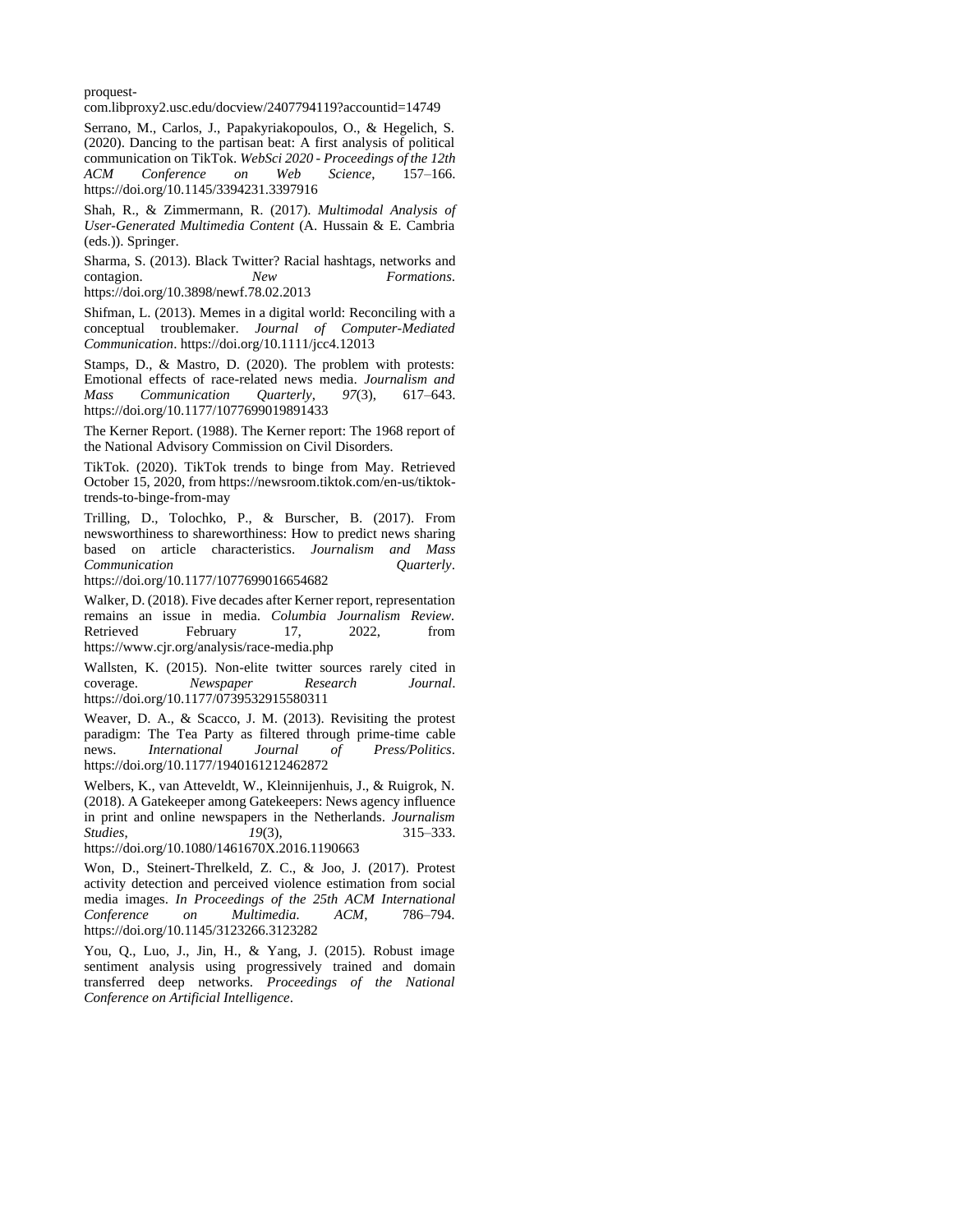proquest-com.libproxy2.usc.edu/docview/2407794119?accountid=14749

Serrano, M., Carlos, J., Papakyriakopoulos, O., & Hegelich, S. (2020). Dancing to the partisan beat: A first analysis of political communication on TikTok. *WebSci 2020 - Proceedings of the 12th ACM Conference on Web Science*, 157–166. https://doi.org/10.1145/3394231.3397916

Shah, R., & Zimmermann, R. (2017). *Multimodal Analysis of User-Generated Multimedia Content* (A. Hussain & E. Cambria (eds.)). Springer.

Sharma, S. (2013). Black Twitter? Racial hashtags, networks and contagion. *New Formations*. https://doi.org/10.3898/newf.78.02.2013

Shifman, L. (2013). Memes in a digital world: Reconciling with a conceptual troublemaker. *Journal of Computer-Mediated Communication*. https://doi.org/10.1111/jcc4.12013

Stamps, D., & Mastro, D. (2020). The problem with protests: Emotional effects of race-related news media. *Journalism and Mass Communication Quarterly*, *97*(3), 617–643. https://doi.org/10.1177/1077699019891433

The Kerner Report. (1988). The Kerner report: The 1968 report of the National Advisory Commission on Civil Disorders.

TikTok. (2020). TikTok trends to binge from May. Retrieved October 15, 2020, from https://newsroom.tiktok.com/en-us/tiktok-trends-to-binge-from-may

Trilling, D., Tolochko, P., & Burscher, B. (2017). From newsworthiness to shareworthiness: How to predict news sharing based on article characteristics. *Journalism and Mass Communication Quarterly*. https://doi.org/10.1177/1077699016654682

Walker, D. (2018). Five decades after Kerner report, representation remains an issue in media. *Columbia Journalism Review*. Retrieved February 17, 2022, from https://www.cjr.org/analysis/race-media.php

Wallsten, K. (2015). Non-elite twitter sources rarely cited in coverage. *Newspaper Research Journal*. https://doi.org/10.1177/0739532915580311

Weaver, D. A., & Scacco, J. M. (2013). Revisiting the protest paradigm: The Tea Party as filtered through prime-time cable news. *International Journal of Press/Politics*. https://doi.org/10.1177/1940161212462872

Welbers, K., van Atteveldt, W., Kleinnijenhuis, J., & Ruigrok, N. (2018). A Gatekeeper among Gatekeepers: News agency influence in print and online newspapers in the Netherlands. *Journalism Studies*, *19*(3), 315–333. https://doi.org/10.1080/1461670X.2016.1190663

Won, D., Steinert-Threlkeld, Z. C., & Joo, J. (2017). Protest activity detection and perceived violence estimation from social media images. *In Proceedings of the 25th ACM International Conference on Multimedia. ACM*, 786–794. https://doi.org/10.1145/3123266.3123282

You, Q., Luo, J., Jin, H., & Yang, J. (2015). Robust image sentiment analysis using progressively trained and domain transferred deep networks. *Proceedings of the National Conference on Artificial Intelligence*.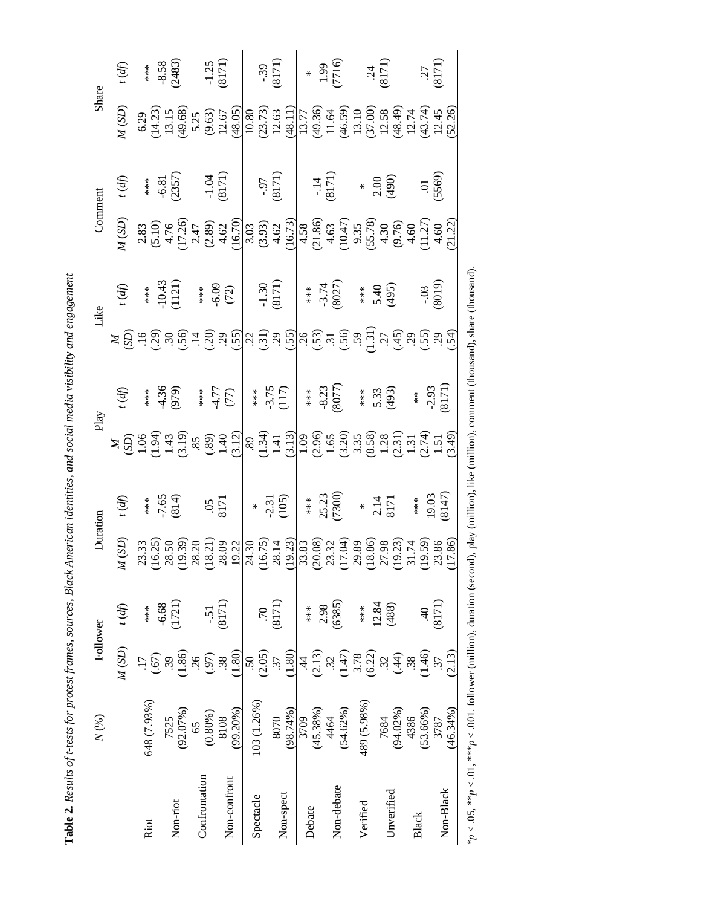**Table 2.** *Results of t-tests for protest frames, sources, Black American identities, and social media visibility and engagement*

| | *N* (%) | Follower | | Duration | | Play | | Like | | Comment | | Share | |
|---|---|---|---|---|---|---|---|---|---|---|---|---|---|
| | | *M* (*SD*) | *t* (*df*) | *M* (*SD*) | *t* (*df*) | *M* (*SD*) | *t* (*df*) | *M* (*SD*) | *t* (*df*) | *M* (*SD*) | *t* (*df*) | *M* (*SD*) | *t* (*df*) |
| Riot | 648 (7.93%) | .17 (.67) | *** | 23.33 (16.25) | *** | 1.06 (1.94) | *** | .16 (.29) | *** | 2.83 (5.10) | *** | 6.29 (14.23) | *** |
| Non-riot | 7525 (92.07%) | .39 (1.86) | -6.68 (1721) | 28.50 (19.39) | -7.65 (814) | 1.43 (3.19) | -4.36 (979) | .30 (.56) | -10.43 (1121) | 4.76 (17.26) | -6.81 (2357) | 13.15 (49.68) | -8.58 (2483) |
| Confrontation | 65 (0.80%) | .26 (.97) | | 28.20 (18.21) | | .85 (.89) | *** | .14 (.20) | *** | 2.47 (2.89) | | 5.25 (9.63) | |
| Non-confront | 8108 (99.20%) | .38 (1.80) | -.51 (8171) | 28.09 19.22 | .05 8171 | 1.40 (3.12) | -4.77 (77) | .29 (.55) | -6.09 (72) | 4.62 (16.70) | -1.04 (8171) | 12.67 (48.05) | -1.25 (8171) |
| Spectacle | 103 (1.26%) | .50 (2.05) | | 24.30 (16.75) | * | .89 (1.34) | *** | .22 (.31) | | 3.03 (3.93) | | 10.80 (23.73) | |
| Non-spect | 8070 (98.74%) | .37 (1.80) | .70 (8171) | 28.14 (19.23) | -2.31 (105) | 1.41 (3.13) | -3.75 (117) | .29 (.55) | -1.30 (8171) | 4.62 (16.73) | -.97 (8171) | 12.63 (48.11) | -.39 (8171) |
| Debate | 3709 (45.38%) | .44 (2.13) | *** | 33.83 (20.08) | *** | 1.09 (2.96) | *** | .26 (.53) | *** | 4.58 (21.86) | | 13.77 (49.36) | * |
| Non-debate | 4464 (54.62%) | .32 (1.47) | 2.98 (6385) | 23.32 (17.04) | 25.23 (7300) | 1.65 (3.20) | -8.23 (8077) | .31 (.56) | -3.74 (8027) | 4.63 (10.47) | -.14 (8171) | 11.64 (46.59) | 1.99 (7716) |
| Verified | 489 (5.98%) | 3.78 (6.22) | *** | 29.89 (18.86) | * | 3.35 (8.58) | *** | .59 (1.31) | *** | 9.35 (55.78) | * | 13.10 (37.00) | |
| Unverified | 7684 (94.02%) | .32 (.44) | 12.84 (488) | 27.98 (19.23) | 2.14 8171 | 1.28 (2.31) | 5.33 (493) | .27 (.45) | 5.40 (495) | 4.30 (9.76) | 2.00 (490) | 12.58 (48.49) | .24 (8171) |
| Black | 4386 (53.66%) | .38 (1.46) | | 31.74 (19.59) | *** | 1.31 (2.74) | ** | .29 (.55) | | 4.60 (11.27) | | 12.74 (43.74) | |
| Non-Black | 3787 (46.34%) | .37 (2.13) | .40 (8171) | 23.86 (17.86) | 19.03 (8147) | 1.51 (3.49) | -2.93 (8171) | .29 (.54) | -.03 (8019) | 4.60 (21.22) | .01 (5569) | 12.45 (52.26) | .27 (8171) |

\**p* < .05, \*\**p* < .01, \*\*\**p* < .001. follower (million), duration (second), play (million), like (million), comment (thousand), share (thousand).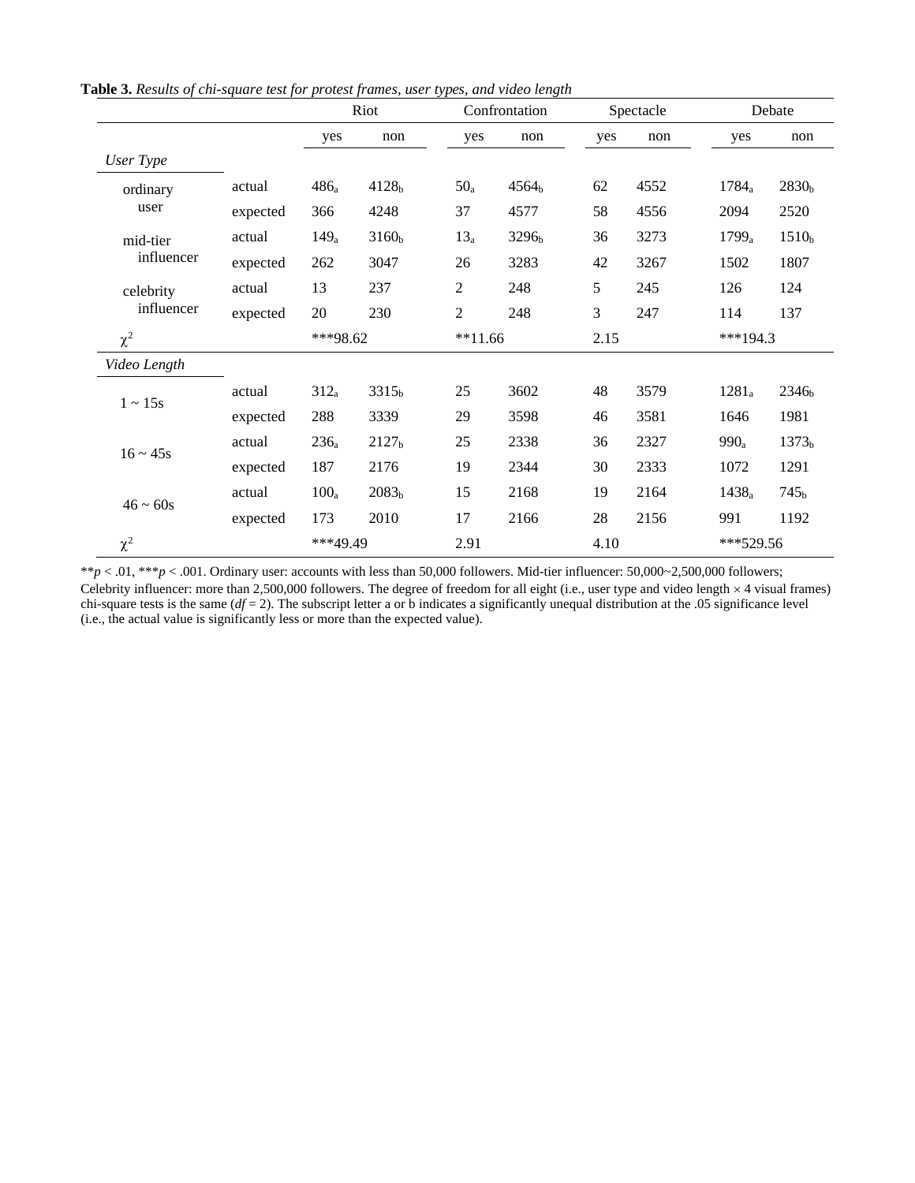**Table 3.** *Results of chi-square test for protest frames, user types, and video length*

| | | Riot | | Confrontation | | Spectacle | | Debate | |
|---|---|---|---|---|---|---|---|---|---|
| | | yes | non | yes | non | yes | non | yes | non |
| *User Type* | | | | | | | | | |
| ordinary user | actual | $486_a$ | $4128_b$ | $50_a$ | $4564_b$ | 62 | 4552 | $1784_a$ | $2830_b$ |
| | expected | 366 | 4248 | 37 | 4577 | 58 | 4556 | 2094 | 2520 |
| mid-tier influencer | actual | $149_a$ | $3160_b$ | $13_a$ | $3296_b$ | 36 | 3273 | $1799_a$ | $1510_b$ |
| | expected | 262 | 3047 | 26 | 3283 | 42 | 3267 | 1502 | 1807 |
| celebrity influencer | actual | 13 | 237 | 2 | 248 | 5 | 245 | 126 | 124 |
| | expected | 20 | 230 | 2 | 248 | 3 | 247 | 114 | 137 |
| $\chi^2$ | | ***98.62 | | **11.66 | | 2.15 | | ***194.3 | |
| *Video Length* | | | | | | | | | |
| 1 ~ 15s | actual | $312_a$ | $3315_b$ | 25 | 3602 | 48 | 3579 | $1281_a$ | $2346_b$ |
| | expected | 288 | 3339 | 29 | 3598 | 46 | 3581 | 1646 | 1981 |
| 16 ~ 45s | actual | $236_a$ | $2127_b$ | 25 | 2338 | 36 | 2327 | $990_a$ | $1373_b$ |
| | expected | 187 | 2176 | 19 | 2344 | 30 | 2333 | 1072 | 1291 |
| 46 ~ 60s | actual | $100_a$ | $2083_b$ | 15 | 2168 | 19 | 2164 | $1438_a$ | $745_b$ |
| | expected | 173 | 2010 | 17 | 2166 | 28 | 2156 | 991 | 1192 |
| $\chi^2$ | | ***49.49 | | 2.91 | | 4.10 | | ***529.56 | |

**$p < .01$, ***$p < .001$. Ordinary user: accounts with less than 50,000 followers. Mid-tier influencer: 50,000~2,500,000 followers; Celebrity influencer: more than 2,500,000 followers. The degree of freedom for all eight (i.e., user type and video length × 4 visual frames) chi-square tests is the same ($df = 2$). The subscript letter a or b indicates a significantly unequal distribution at the .05 significance level (i.e., the actual value is significantly less or more than the expected value).